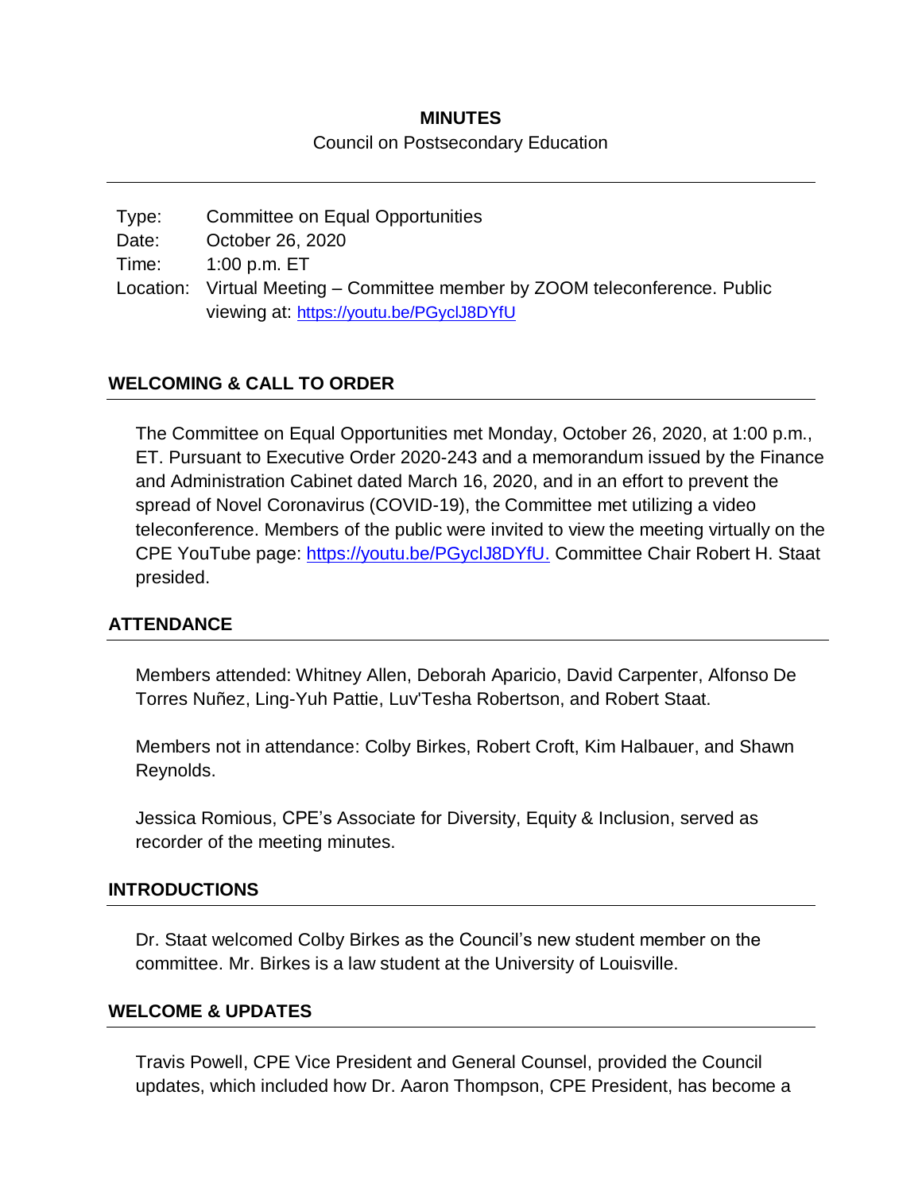**MINUTES**

Council on Postsecondary Education

---

Type: Committee on Equal Opportunities
Date: October 26, 2020
Time: 1:00 p.m. ET
Location: Virtual Meeting – Committee member by ZOOM teleconference. Public viewing at: https://youtu.be/PGyclJ8DYfU

## WELCOMING & CALL TO ORDER

The Committee on Equal Opportunities met Monday, October 26, 2020, at 1:00 p.m., ET. Pursuant to Executive Order 2020-243 and a memorandum issued by the Finance and Administration Cabinet dated March 16, 2020, and in an effort to prevent the spread of Novel Coronavirus (COVID-19), the Committee met utilizing a video teleconference. Members of the public were invited to view the meeting virtually on the CPE YouTube page: https://youtu.be/PGyclJ8DYfU. Committee Chair Robert H. Staat presided.

## ATTENDANCE

Members attended: Whitney Allen, Deborah Aparicio, David Carpenter, Alfonso De Torres Nuñez, Ling-Yuh Pattie, Luv'Tesha Robertson, and Robert Staat.

Members not in attendance: Colby Birkes, Robert Croft, Kim Halbauer, and Shawn Reynolds.

Jessica Romious, CPE's Associate for Diversity, Equity & Inclusion, served as recorder of the meeting minutes.

## INTRODUCTIONS

Dr. Staat welcomed Colby Birkes as the Council's new student member on the committee. Mr. Birkes is a law student at the University of Louisville.

## WELCOME & UPDATES

Travis Powell, CPE Vice President and General Counsel, provided the Council updates, which included how Dr. Aaron Thompson, CPE President, has become a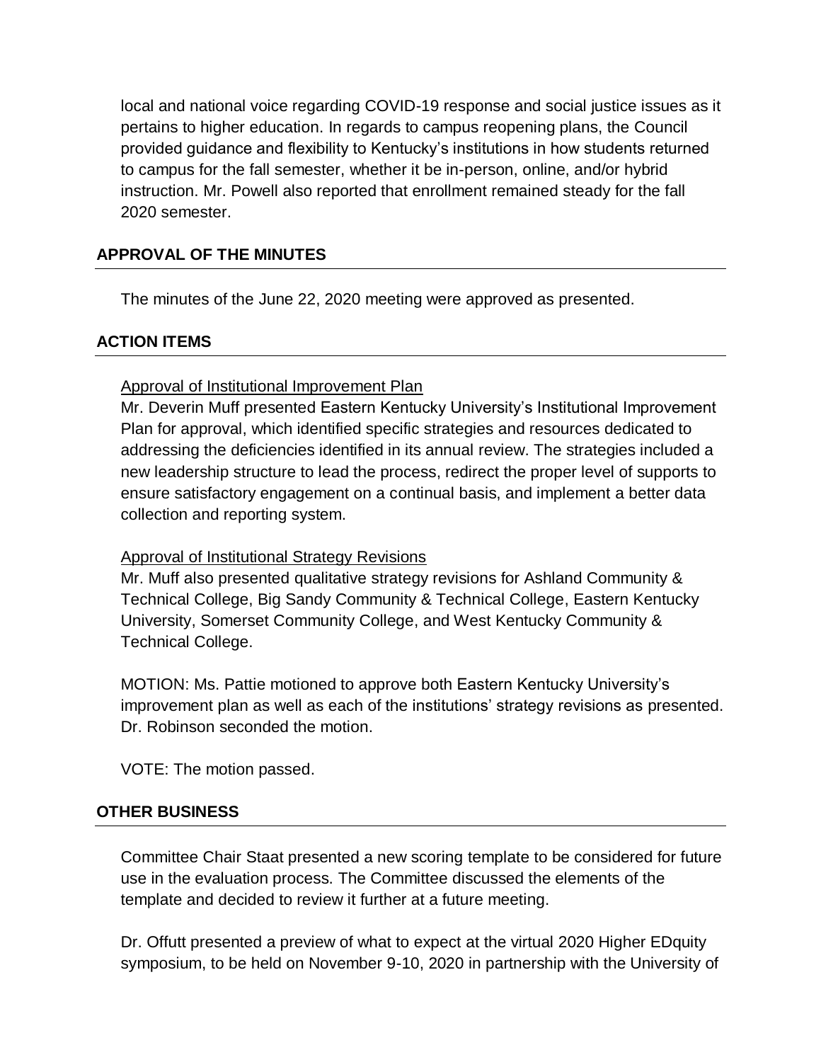local and national voice regarding COVID-19 response and social justice issues as it pertains to higher education. In regards to campus reopening plans, the Council provided guidance and flexibility to Kentucky's institutions in how students returned to campus for the fall semester, whether it be in-person, online, and/or hybrid instruction. Mr. Powell also reported that enrollment remained steady for the fall 2020 semester.

## APPROVAL OF THE MINUTES

The minutes of the June 22, 2020 meeting were approved as presented.

## ACTION ITEMS

Approval of Institutional Improvement Plan

Mr. Deverin Muff presented Eastern Kentucky University's Institutional Improvement Plan for approval, which identified specific strategies and resources dedicated to addressing the deficiencies identified in its annual review. The strategies included a new leadership structure to lead the process, redirect the proper level of supports to ensure satisfactory engagement on a continual basis, and implement a better data collection and reporting system.

Approval of Institutional Strategy Revisions

Mr. Muff also presented qualitative strategy revisions for Ashland Community & Technical College, Big Sandy Community & Technical College, Eastern Kentucky University, Somerset Community College, and West Kentucky Community & Technical College.

MOTION: Ms. Pattie motioned to approve both Eastern Kentucky University's improvement plan as well as each of the institutions' strategy revisions as presented. Dr. Robinson seconded the motion.

VOTE: The motion passed.

## OTHER BUSINESS

Committee Chair Staat presented a new scoring template to be considered for future use in the evaluation process. The Committee discussed the elements of the template and decided to review it further at a future meeting.

Dr. Offutt presented a preview of what to expect at the virtual 2020 Higher EDquity symposium, to be held on November 9-10, 2020 in partnership with the University of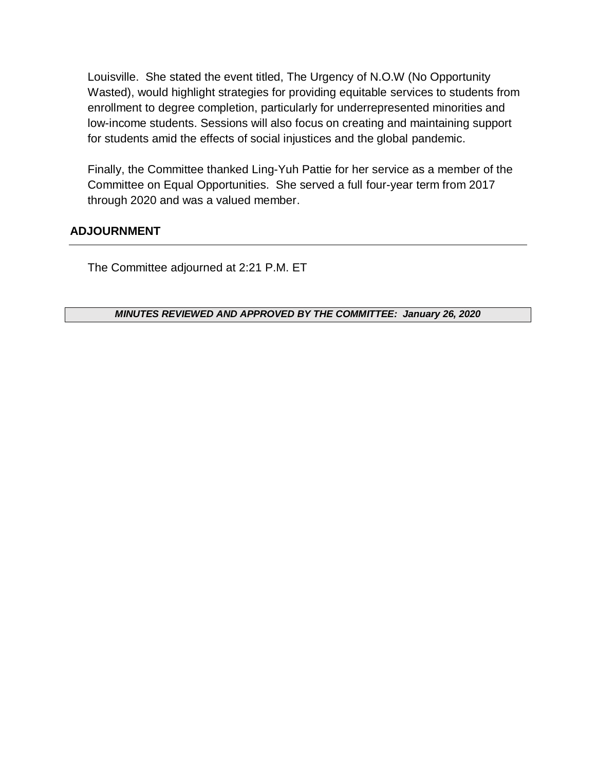Louisville. She stated the event titled, The Urgency of N.O.W (No Opportunity Wasted), would highlight strategies for providing equitable services to students from enrollment to degree completion, particularly for underrepresented minorities and low-income students. Sessions will also focus on creating and maintaining support for students amid the effects of social injustices and the global pandemic.

Finally, the Committee thanked Ling-Yuh Pattie for her service as a member of the Committee on Equal Opportunities. She served a full four-year term from 2017 through 2020 and was a valued member.

## ADJOURNMENT

The Committee adjourned at 2:21 P.M. ET

***MINUTES REVIEWED AND APPROVED BY THE COMMITTEE: January 26, 2020***